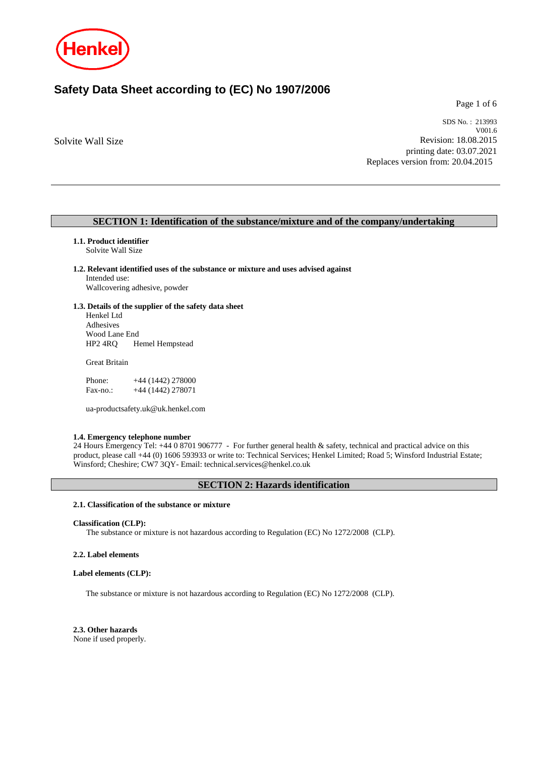Henkel

# Safety Data Sheet according to (EC) No 1907/2006

Solvite Wall Size

SDS No. : 213993
V001.6
Revision: 18.08.2015
printing date: 03.07.2021
Replaces version from: 20.04.2015

## SECTION 1: Identification of the substance/mixture and of the company/undertaking

**1.1. Product identifier**
Solvite Wall Size

**1.2. Relevant identified uses of the substance or mixture and uses advised against**
Intended use:
Wallcovering adhesive, powder

**1.3. Details of the supplier of the safety data sheet**
Henkel Ltd
Adhesives
Wood Lane End
HP2 4RQ     Hemel Hempstead

Great Britain

Phone:     +44 (1442) 278000
Fax-no.:     +44 (1442) 278071

ua-productsafety.uk@uk.henkel.com

**1.4. Emergency telephone number**
24 Hours Emergency Tel: +44 0 8701 906777 - For further general health & safety, technical and practical advice on this product, please call +44 (0) 1606 593933 or write to: Technical Services; Henkel Limited; Road 5; Winsford Industrial Estate; Winsford; Cheshire; CW7 3QY- Email: technical.services@henkel.co.uk

## SECTION 2: Hazards identification

**2.1. Classification of the substance or mixture**

**Classification (CLP):**
The substance or mixture is not hazardous according to Regulation (EC) No 1272/2008 (CLP).

**2.2. Label elements**

**Label elements (CLP):**

The substance or mixture is not hazardous according to Regulation (EC) No 1272/2008 (CLP).

**2.3. Other hazards**
None if used properly.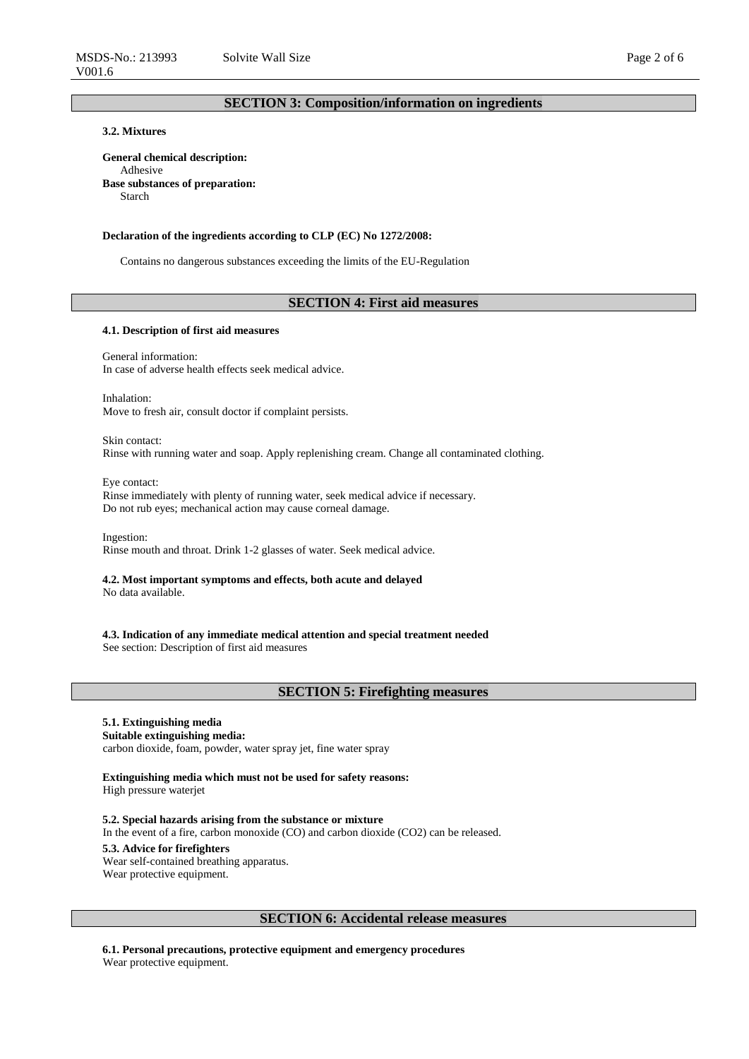## SECTION 3: Composition/information on ingredients

**3.2. Mixtures**

**General chemical description:**
Adhesive

**Base substances of preparation:**
Starch

**Declaration of the ingredients according to CLP (EC) No 1272/2008:**

Contains no dangerous substances exceeding the limits of the EU-Regulation

## SECTION 4: First aid measures

**4.1. Description of first aid measures**

General information:
In case of adverse health effects seek medical advice.

Inhalation:
Move to fresh air, consult doctor if complaint persists.

Skin contact:
Rinse with running water and soap. Apply replenishing cream. Change all contaminated clothing.

Eye contact:
Rinse immediately with plenty of running water, seek medical advice if necessary.
Do not rub eyes; mechanical action may cause corneal damage.

Ingestion:
Rinse mouth and throat. Drink 1-2 glasses of water. Seek medical advice.

**4.2. Most important symptoms and effects, both acute and delayed**
No data available.

**4.3. Indication of any immediate medical attention and special treatment needed**
See section: Description of first aid measures

## SECTION 5: Firefighting measures

**5.1. Extinguishing media**
**Suitable extinguishing media:**
carbon dioxide, foam, powder, water spray jet, fine water spray

**Extinguishing media which must not be used for safety reasons:**
High pressure waterjet

**5.2. Special hazards arising from the substance or mixture**
In the event of a fire, carbon monoxide (CO) and carbon dioxide ($CO_2$) can be released.

**5.3. Advice for firefighters**
Wear self-contained breathing apparatus.
Wear protective equipment.

## SECTION 6: Accidental release measures

**6.1. Personal precautions, protective equipment and emergency procedures**
Wear protective equipment.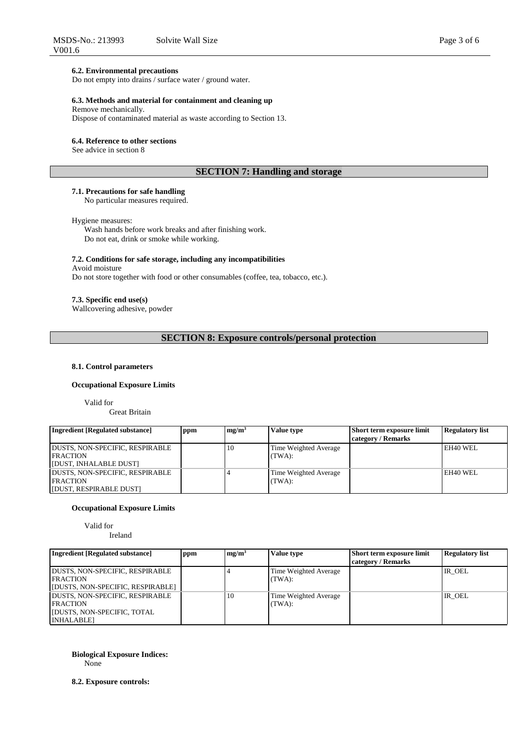#### 6.2. Environmental precautions

Do not empty into drains / surface water / ground water.

#### 6.3. Methods and material for containment and cleaning up

Remove mechanically.
Dispose of contaminated material as waste according to Section 13.

#### 6.4. Reference to other sections

See advice in section 8

## SECTION 7: Handling and storage

#### 7.1. Precautions for safe handling

No particular measures required.

Hygiene measures:
Wash hands before work breaks and after finishing work.
Do not eat, drink or smoke while working.

#### 7.2. Conditions for safe storage, including any incompatibilities

Avoid moisture
Do not store together with food or other consumables (coffee, tea, tobacco, etc.).

#### 7.3. Specific end use(s)

Wallcovering adhesive, powder

## SECTION 8: Exposure controls/personal protection

#### 8.1. Control parameters

**Occupational Exposure Limits**

Valid for
Great Britain

| Ingredient [Regulated substance] | ppm | $mg/m^3$ | Value type | Short term exposure limit category / Remarks | Regulatory list |
|---|---|---|---|---|---|
| DUSTS, NON-SPECIFIC, RESPIRABLE FRACTION [DUST, INHALABLE DUST] | | 10 | Time Weighted Average (TWA): | | EH40 WEL |
| DUSTS, NON-SPECIFIC, RESPIRABLE FRACTION [DUST, RESPIRABLE DUST] | | 4 | Time Weighted Average (TWA): | | EH40 WEL |

**Occupational Exposure Limits**

Valid for
Ireland

| Ingredient [Regulated substance] | ppm | $mg/m^3$ | Value type | Short term exposure limit category / Remarks | Regulatory list |
|---|---|---|---|---|---|
| DUSTS, NON-SPECIFIC, RESPIRABLE FRACTION [DUSTS, NON-SPECIFIC, RESPIRABLE] | | 4 | Time Weighted Average (TWA): | | IR_OEL |
| DUSTS, NON-SPECIFIC, RESPIRABLE FRACTION [DUSTS, NON-SPECIFIC, TOTAL INHALABLE] | | 10 | Time Weighted Average (TWA): | | IR_OEL |

**Biological Exposure Indices:**
None

#### 8.2. Exposure controls: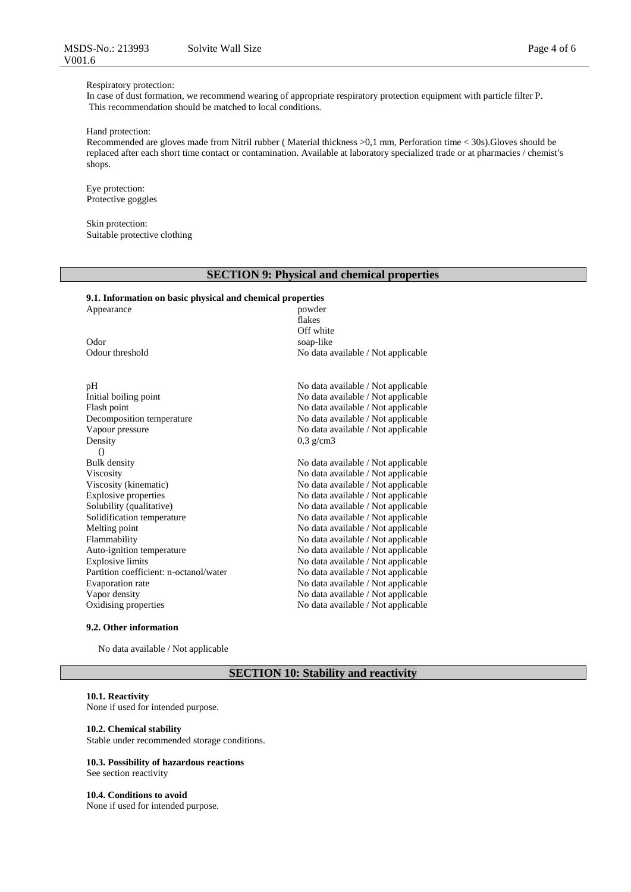Respiratory protection:
In case of dust formation, we recommend wearing of appropriate respiratory protection equipment with particle filter P. This recommendation should be matched to local conditions.

Hand protection:
Recommended are gloves made from Nitril rubber ( Material thickness >0,1 mm, Perforation time < 30s).Gloves should be replaced after each short time contact or contamination. Available at laboratory specialized trade or at pharmacies / chemist's shops.

Eye protection:
Protective goggles

Skin protection:
Suitable protective clothing

## SECTION 9: Physical and chemical properties

**9.1. Information on basic physical and chemical properties**

| | |
|---|---|
| Appearance | powder<br>flakes<br>Off white |
| Odor | soap-like |
| Odour threshold | No data available / Not applicable |
| pH | No data available / Not applicable |
| Initial boiling point | No data available / Not applicable |
| Flash point | No data available / Not applicable |
| Decomposition temperature | No data available / Not applicable |
| Vapour pressure | No data available / Not applicable |
| Density<br>() | 0,3 g/cm3 |
| Bulk density | No data available / Not applicable |
| Viscosity | No data available / Not applicable |
| Viscosity (kinematic) | No data available / Not applicable |
| Explosive properties | No data available / Not applicable |
| Solubility (qualitative) | No data available / Not applicable |
| Solidification temperature | No data available / Not applicable |
| Melting point | No data available / Not applicable |
| Flammability | No data available / Not applicable |
| Auto-ignition temperature | No data available / Not applicable |
| Explosive limits | No data available / Not applicable |
| Partition coefficient: n-octanol/water | No data available / Not applicable |
| Evaporation rate | No data available / Not applicable |
| Vapor density | No data available / Not applicable |
| Oxidising properties | No data available / Not applicable |

**9.2. Other information**

No data available / Not applicable

## SECTION 10: Stability and reactivity

**10.1. Reactivity**
None if used for intended purpose.

**10.2. Chemical stability**
Stable under recommended storage conditions.

**10.3. Possibility of hazardous reactions**
See section reactivity

**10.4. Conditions to avoid**
None if used for intended purpose.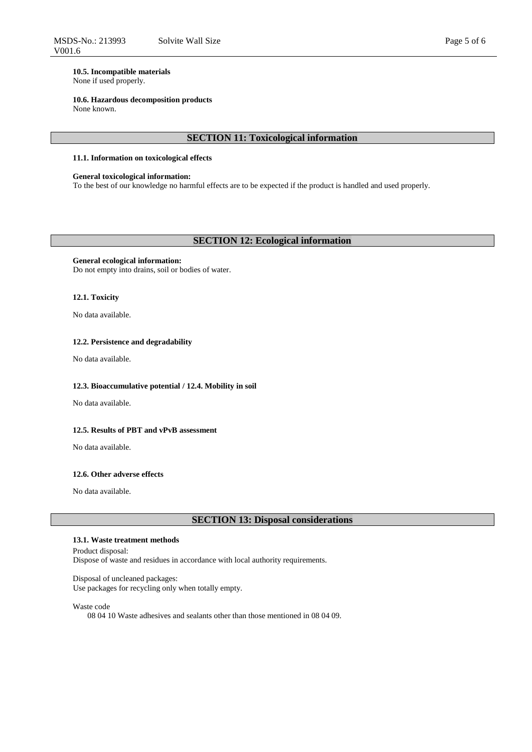**10.5. Incompatible materials**
None if used properly.

**10.6. Hazardous decomposition products**
None known.

## SECTION 11: Toxicological information

**11.1. Information on toxicological effects**

**General toxicological information:**
To the best of our knowledge no harmful effects are to be expected if the product is handled and used properly.

## SECTION 12: Ecological information

**General ecological information:**
Do not empty into drains, soil or bodies of water.

**12.1. Toxicity**

No data available.

**12.2. Persistence and degradability**

No data available.

**12.3. Bioaccumulative potential / 12.4. Mobility in soil**

No data available.

**12.5. Results of PBT and vPvB assessment**

No data available.

**12.6. Other adverse effects**

No data available.

## SECTION 13: Disposal considerations

**13.1. Waste treatment methods**

Product disposal:
Dispose of waste and residues in accordance with local authority requirements.

Disposal of uncleaned packages:
Use packages for recycling only when totally empty.

Waste code
08 04 10 Waste adhesives and sealants other than those mentioned in 08 04 09.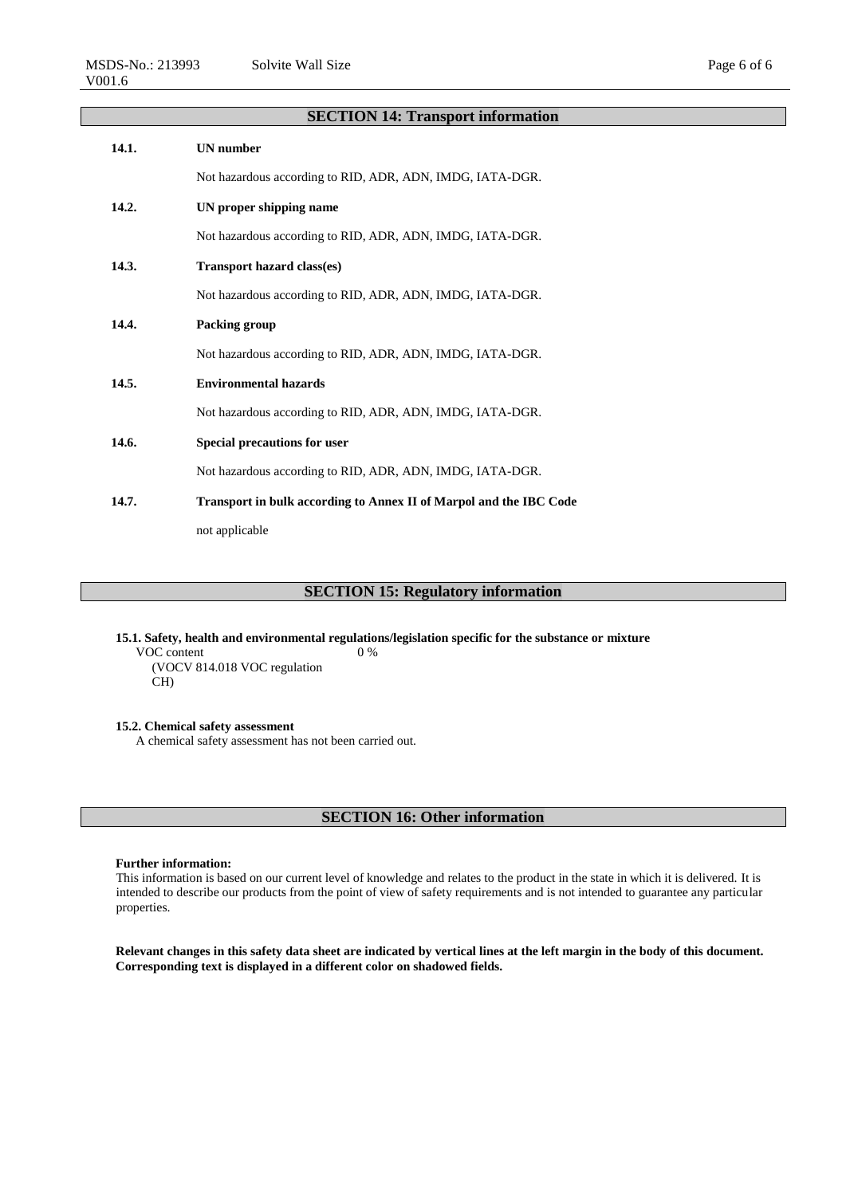## SECTION 14: Transport information

**14.1. UN number**

Not hazardous according to RID, ADR, ADN, IMDG, IATA-DGR.

**14.2. UN proper shipping name**

Not hazardous according to RID, ADR, ADN, IMDG, IATA-DGR.

**14.3. Transport hazard class(es)**

Not hazardous according to RID, ADR, ADN, IMDG, IATA-DGR.

**14.4. Packing group**

Not hazardous according to RID, ADR, ADN, IMDG, IATA-DGR.

**14.5. Environmental hazards**

Not hazardous according to RID, ADR, ADN, IMDG, IATA-DGR.

**14.6. Special precautions for user**

Not hazardous according to RID, ADR, ADN, IMDG, IATA-DGR.

**14.7. Transport in bulk according to Annex II of Marpol and the IBC Code**

not applicable

## SECTION 15: Regulatory information

**15.1. Safety, health and environmental regulations/legislation specific for the substance or mixture**

| | |
|---|---|
| VOC content (VOCV 814.018 VOC regulation CH) | 0 % |

**15.2. Chemical safety assessment**

A chemical safety assessment has not been carried out.

## SECTION 16: Other information

**Further information:**

This information is based on our current level of knowledge and relates to the product in the state in which it is delivered. It is intended to describe our products from the point of view of safety requirements and is not intended to guarantee any particular properties.

**Relevant changes in this safety data sheet are indicated by vertical lines at the left margin in the body of this document. Corresponding text is displayed in a different color on shadowed fields.**